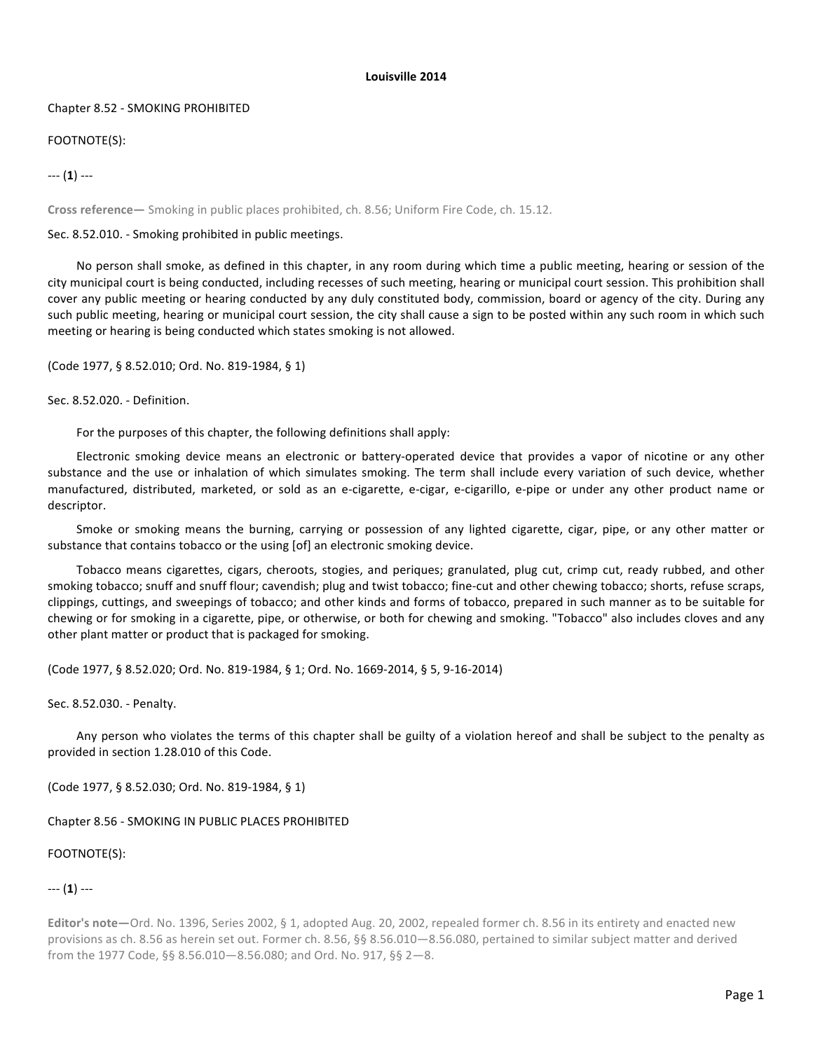**Louisville 2014**

## Chapter 8.52 - SMOKING PROHIBITED

FOOTNOTE(S):

--- (**1**) ---

**Cross reference—** Smoking in public places prohibited, ch. 8.56; Uniform Fire Code, ch. 15.12.

### Sec. 8.52.010. - Smoking prohibited in public meetings.

No person shall smoke, as defined in this chapter, in any room during which time a public meeting, hearing or session of the city municipal court is being conducted, including recesses of such meeting, hearing or municipal court session. This prohibition shall cover any public meeting or hearing conducted by any duly constituted body, commission, board or agency of the city. During any such public meeting, hearing or municipal court session, the city shall cause a sign to be posted within any such room in which such meeting or hearing is being conducted which states smoking is not allowed.

(Code 1977, § 8.52.010; Ord. No. 819-1984, § 1)

### Sec. 8.52.020. - Definition.

For the purposes of this chapter, the following definitions shall apply:

Electronic smoking device means an electronic or battery-operated device that provides a vapor of nicotine or any other substance and the use or inhalation of which simulates smoking. The term shall include every variation of such device, whether manufactured, distributed, marketed, or sold as an e-cigarette, e-cigar, e-cigarillo, e-pipe or under any other product name or descriptor.

Smoke or smoking means the burning, carrying or possession of any lighted cigarette, cigar, pipe, or any other matter or substance that contains tobacco or the using [of] an electronic smoking device.

Tobacco means cigarettes, cigars, cheroots, stogies, and periques; granulated, plug cut, crimp cut, ready rubbed, and other smoking tobacco; snuff and snuff flour; cavendish; plug and twist tobacco; fine-cut and other chewing tobacco; shorts, refuse scraps, clippings, cuttings, and sweepings of tobacco; and other kinds and forms of tobacco, prepared in such manner as to be suitable for chewing or for smoking in a cigarette, pipe, or otherwise, or both for chewing and smoking. "Tobacco" also includes cloves and any other plant matter or product that is packaged for smoking.

(Code 1977, § 8.52.020; Ord. No. 819-1984, § 1; Ord. No. 1669-2014, § 5, 9-16-2014)

### Sec. 8.52.030. - Penalty.

Any person who violates the terms of this chapter shall be guilty of a violation hereof and shall be subject to the penalty as provided in section 1.28.010 of this Code.

(Code 1977, § 8.52.030; Ord. No. 819-1984, § 1)

## Chapter 8.56 - SMOKING IN PUBLIC PLACES PROHIBITED

FOOTNOTE(S):

--- (**1**) ---

**Editor's note—**Ord. No. 1396, Series 2002, § 1, adopted Aug. 20, 2002, repealed former ch. 8.56 in its entirety and enacted new provisions as ch. 8.56 as herein set out. Former ch. 8.56, §§ 8.56.010—8.56.080, pertained to similar subject matter and derived from the 1977 Code, §§ 8.56.010—8.56.080; and Ord. No. 917, §§ 2—8.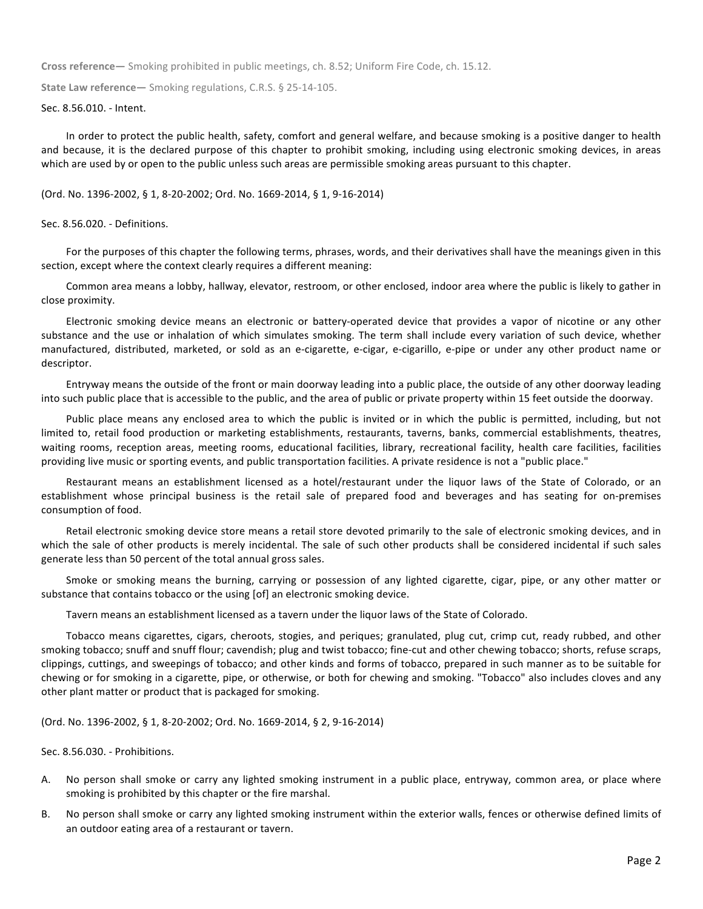**Cross reference—** Smoking prohibited in public meetings, ch. 8.52; Uniform Fire Code, ch. 15.12.

**State Law reference—** Smoking regulations, C.R.S. § 25-14-105.

Sec. 8.56.010. - Intent.

In order to protect the public health, safety, comfort and general welfare, and because smoking is a positive danger to health and because, it is the declared purpose of this chapter to prohibit smoking, including using electronic smoking devices, in areas which are used by or open to the public unless such areas are permissible smoking areas pursuant to this chapter.

(Ord. No. 1396-2002, § 1, 8-20-2002; Ord. No. 1669-2014, § 1, 9-16-2014)

Sec. 8.56.020. - Definitions.

For the purposes of this chapter the following terms, phrases, words, and their derivatives shall have the meanings given in this section, except where the context clearly requires a different meaning:

Common area means a lobby, hallway, elevator, restroom, or other enclosed, indoor area where the public is likely to gather in close proximity.

Electronic smoking device means an electronic or battery-operated device that provides a vapor of nicotine or any other substance and the use or inhalation of which simulates smoking. The term shall include every variation of such device, whether manufactured, distributed, marketed, or sold as an e-cigarette, e-cigar, e-cigarillo, e-pipe or under any other product name or descriptor.

Entryway means the outside of the front or main doorway leading into a public place, the outside of any other doorway leading into such public place that is accessible to the public, and the area of public or private property within 15 feet outside the doorway.

Public place means any enclosed area to which the public is invited or in which the public is permitted, including, but not limited to, retail food production or marketing establishments, restaurants, taverns, banks, commercial establishments, theatres, waiting rooms, reception areas, meeting rooms, educational facilities, library, recreational facility, health care facilities, facilities providing live music or sporting events, and public transportation facilities. A private residence is not a "public place."

Restaurant means an establishment licensed as a hotel/restaurant under the liquor laws of the State of Colorado, or an establishment whose principal business is the retail sale of prepared food and beverages and has seating for on-premises consumption of food.

Retail electronic smoking device store means a retail store devoted primarily to the sale of electronic smoking devices, and in which the sale of other products is merely incidental. The sale of such other products shall be considered incidental if such sales generate less than 50 percent of the total annual gross sales.

Smoke or smoking means the burning, carrying or possession of any lighted cigarette, cigar, pipe, or any other matter or substance that contains tobacco or the using [of] an electronic smoking device.

Tavern means an establishment licensed as a tavern under the liquor laws of the State of Colorado.

Tobacco means cigarettes, cigars, cheroots, stogies, and periques; granulated, plug cut, crimp cut, ready rubbed, and other smoking tobacco; snuff and snuff flour; cavendish; plug and twist tobacco; fine-cut and other chewing tobacco; shorts, refuse scraps, clippings, cuttings, and sweepings of tobacco; and other kinds and forms of tobacco, prepared in such manner as to be suitable for chewing or for smoking in a cigarette, pipe, or otherwise, or both for chewing and smoking. "Tobacco" also includes cloves and any other plant matter or product that is packaged for smoking.

(Ord. No. 1396-2002, § 1, 8-20-2002; Ord. No. 1669-2014, § 2, 9-16-2014)

Sec. 8.56.030. - Prohibitions.

A. No person shall smoke or carry any lighted smoking instrument in a public place, entryway, common area, or place where smoking is prohibited by this chapter or the fire marshal.

B. No person shall smoke or carry any lighted smoking instrument within the exterior walls, fences or otherwise defined limits of an outdoor eating area of a restaurant or tavern.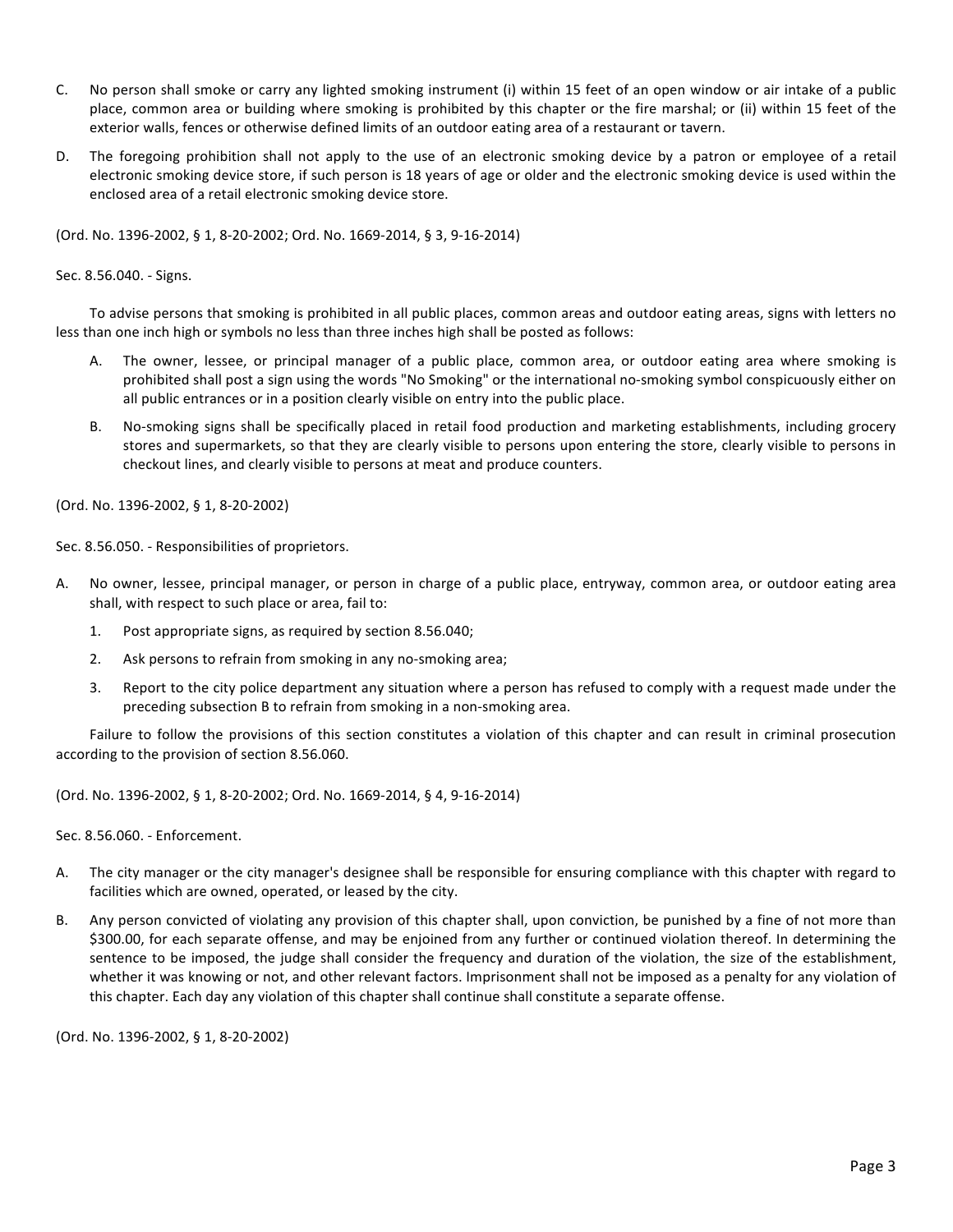C. No person shall smoke or carry any lighted smoking instrument (i) within 15 feet of an open window or air intake of a public place, common area or building where smoking is prohibited by this chapter or the fire marshal; or (ii) within 15 feet of the exterior walls, fences or otherwise defined limits of an outdoor eating area of a restaurant or tavern.

D. The foregoing prohibition shall not apply to the use of an electronic smoking device by a patron or employee of a retail electronic smoking device store, if such person is 18 years of age or older and the electronic smoking device is used within the enclosed area of a retail electronic smoking device store.

(Ord. No. 1396-2002, § 1, 8-20-2002; Ord. No. 1669-2014, § 3, 9-16-2014)

Sec. 8.56.040. - Signs.

To advise persons that smoking is prohibited in all public places, common areas and outdoor eating areas, signs with letters no less than one inch high or symbols no less than three inches high shall be posted as follows:

A. The owner, lessee, or principal manager of a public place, common area, or outdoor eating area where smoking is prohibited shall post a sign using the words "No Smoking" or the international no-smoking symbol conspicuously either on all public entrances or in a position clearly visible on entry into the public place.

B. No-smoking signs shall be specifically placed in retail food production and marketing establishments, including grocery stores and supermarkets, so that they are clearly visible to persons upon entering the store, clearly visible to persons in checkout lines, and clearly visible to persons at meat and produce counters.

(Ord. No. 1396-2002, § 1, 8-20-2002)

Sec. 8.56.050. - Responsibilities of proprietors.

A. No owner, lessee, principal manager, or person in charge of a public place, entryway, common area, or outdoor eating area shall, with respect to such place or area, fail to:

1. Post appropriate signs, as required by section 8.56.040;
2. Ask persons to refrain from smoking in any no-smoking area;
3. Report to the city police department any situation where a person has refused to comply with a request made under the preceding subsection B to refrain from smoking in a non-smoking area.

Failure to follow the provisions of this section constitutes a violation of this chapter and can result in criminal prosecution according to the provision of section 8.56.060.

(Ord. No. 1396-2002, § 1, 8-20-2002; Ord. No. 1669-2014, § 4, 9-16-2014)

Sec. 8.56.060. - Enforcement.

A. The city manager or the city manager's designee shall be responsible for ensuring compliance with this chapter with regard to facilities which are owned, operated, or leased by the city.

B. Any person convicted of violating any provision of this chapter shall, upon conviction, be punished by a fine of not more than $300.00, for each separate offense, and may be enjoined from any further or continued violation thereof. In determining the sentence to be imposed, the judge shall consider the frequency and duration of the violation, the size of the establishment, whether it was knowing or not, and other relevant factors. Imprisonment shall not be imposed as a penalty for any violation of this chapter. Each day any violation of this chapter shall continue shall constitute a separate offense.

(Ord. No. 1396-2002, § 1, 8-20-2002)